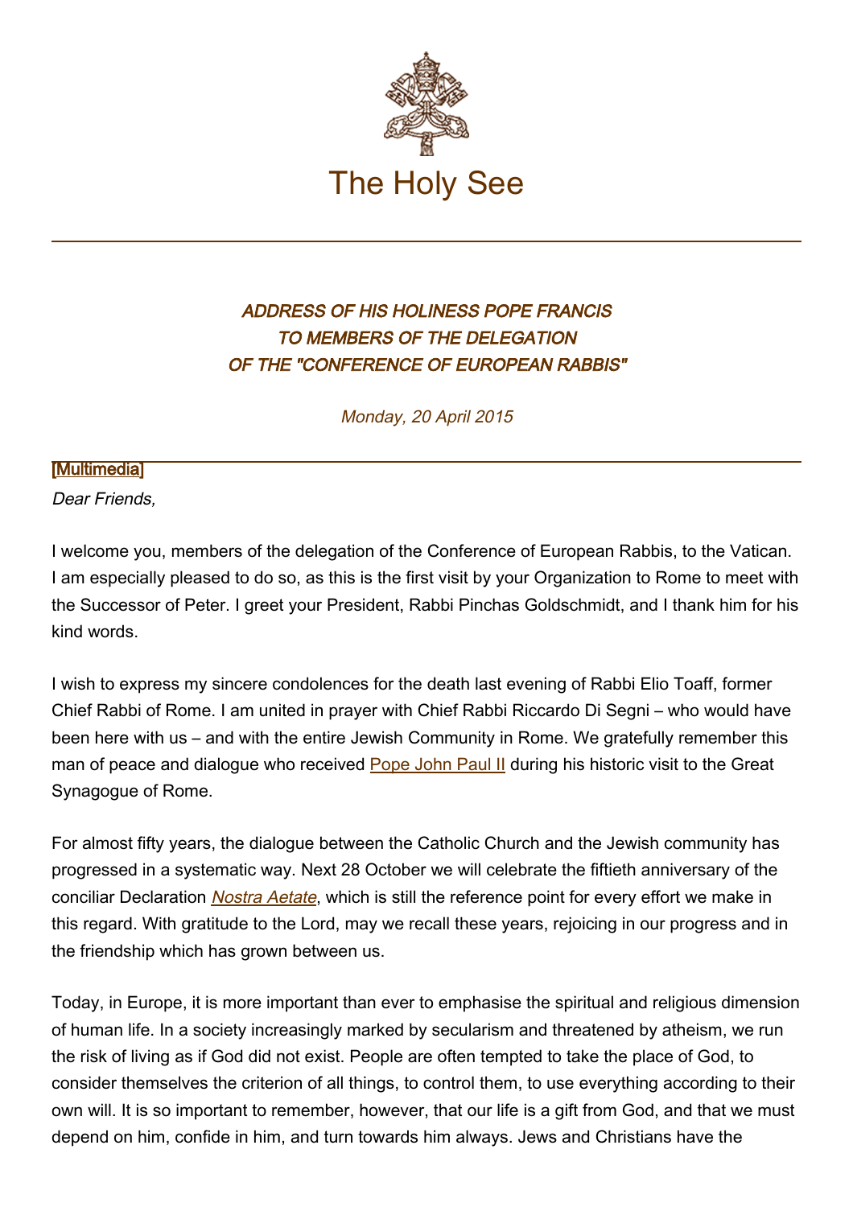The Holy See

### *ADDRESS OF HIS HOLINESS POPE FRANCIS TO MEMBERS OF THE DELEGATION OF THE "CONFERENCE OF EUROPEAN RABBIS"*

*Monday, 20 April 2015*

[Multimedia]

*Dear Friends,*

I welcome you, members of the delegation of the Conference of European Rabbis, to the Vatican. I am especially pleased to do so, as this is the first visit by your Organization to Rome to meet with the Successor of Peter. I greet your President, Rabbi Pinchas Goldschmidt, and I thank him for his kind words.

I wish to express my sincere condolences for the death last evening of Rabbi Elio Toaff, former Chief Rabbi of Rome. I am united in prayer with Chief Rabbi Riccardo Di Segni – who would have been here with us – and with the entire Jewish Community in Rome. We gratefully remember this man of peace and dialogue who received Pope John Paul II during his historic visit to the Great Synagogue of Rome.

For almost fifty years, the dialogue between the Catholic Church and the Jewish community has progressed in a systematic way. Next 28 October we will celebrate the fiftieth anniversary of the conciliar Declaration *Nostra Aetate*, which is still the reference point for every effort we make in this regard. With gratitude to the Lord, may we recall these years, rejoicing in our progress and in the friendship which has grown between us.

Today, in Europe, it is more important than ever to emphasise the spiritual and religious dimension of human life. In a society increasingly marked by secularism and threatened by atheism, we run the risk of living as if God did not exist. People are often tempted to take the place of God, to consider themselves the criterion of all things, to control them, to use everything according to their own will. It is so important to remember, however, that our life is a gift from God, and that we must depend on him, confide in him, and turn towards him always. Jews and Christians have the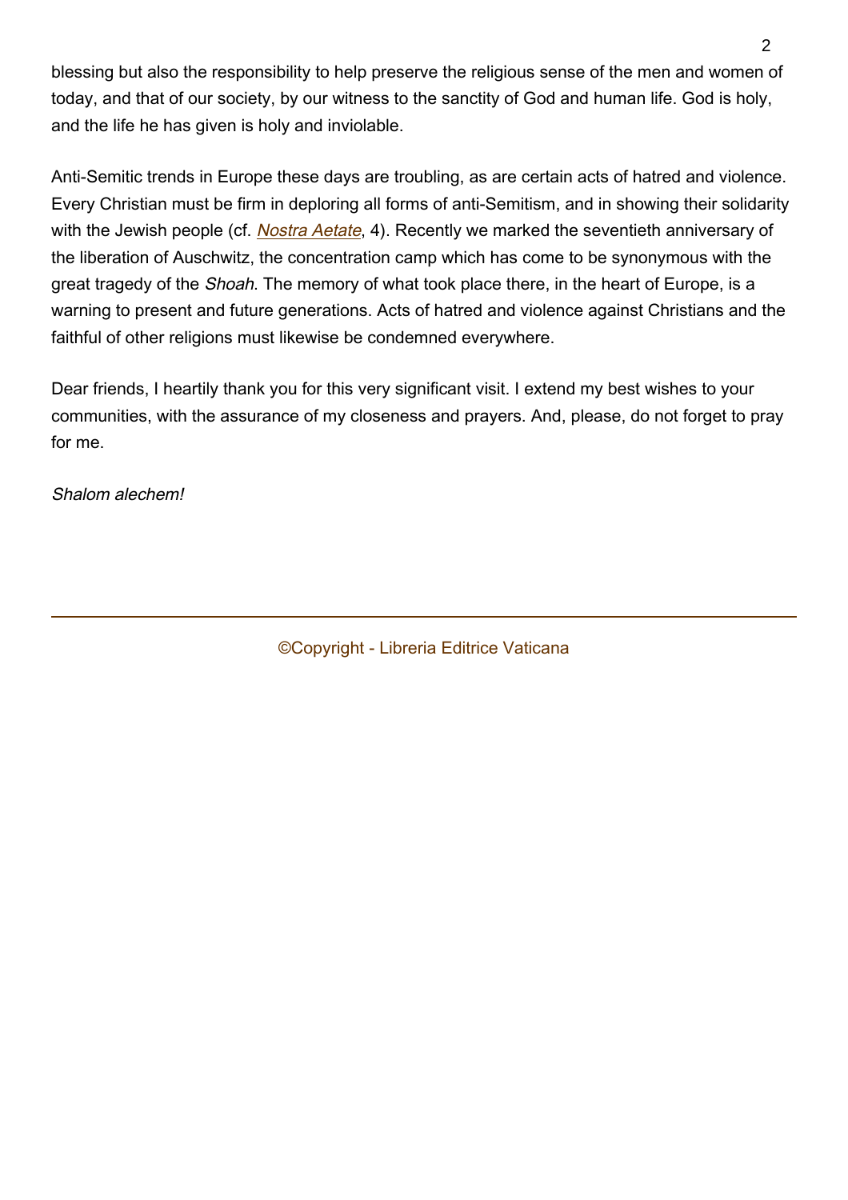blessing but also the responsibility to help preserve the religious sense of the men and women of today, and that of our society, by our witness to the sanctity of God and human life. God is holy, and the life he has given is holy and inviolable.

Anti-Semitic trends in Europe these days are troubling, as are certain acts of hatred and violence. Every Christian must be firm in deploring all forms of anti-Semitism, and in showing their solidarity with the Jewish people (cf. *Nostra Aetate*, 4). Recently we marked the seventieth anniversary of the liberation of Auschwitz, the concentration camp which has come to be synonymous with the great tragedy of the *Shoah*. The memory of what took place there, in the heart of Europe, is a warning to present and future generations. Acts of hatred and violence against Christians and the faithful of other religions must likewise be condemned everywhere.

Dear friends, I heartily thank you for this very significant visit. I extend my best wishes to your communities, with the assurance of my closeness and prayers. And, please, do not forget to pray for me.

*Shalom alechem!*

---

©Copyright - Libreria Editrice Vaticana